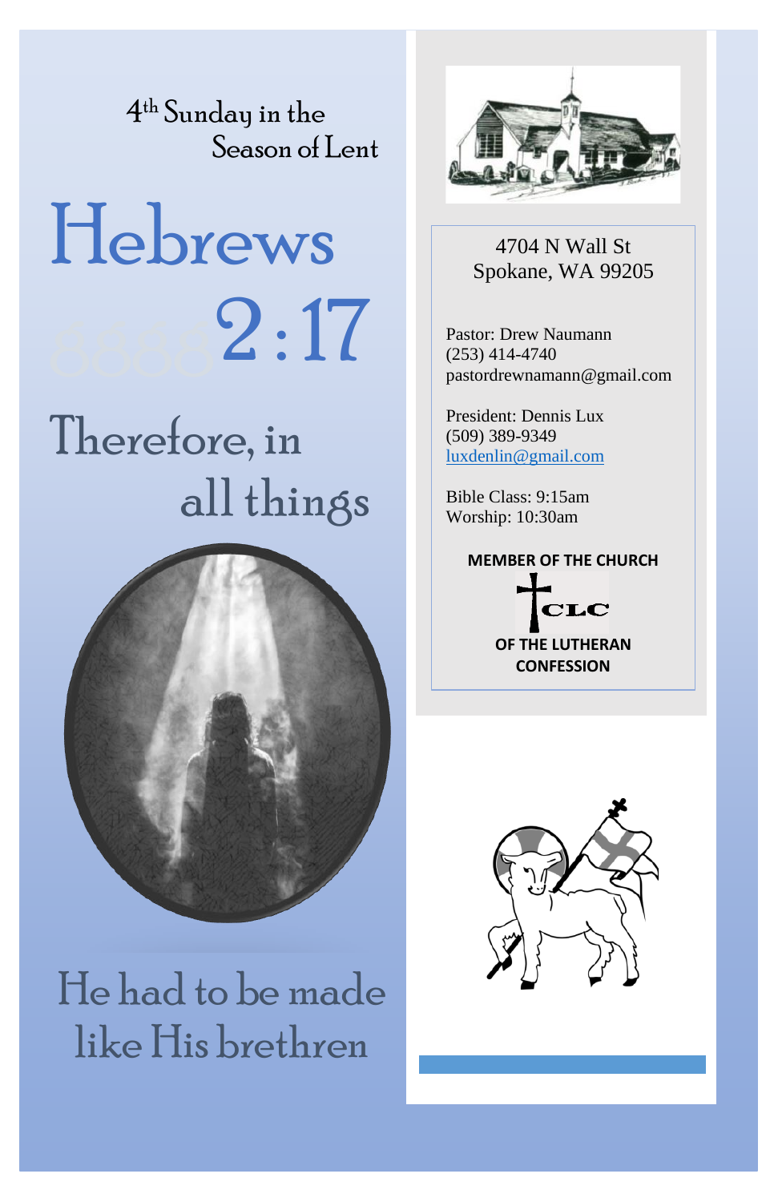4th Sunday in the Season of Lent

# Hebrews 2:17

## Therefore, in all things

## He had to be made like His brethren

4704 N Wall St
Spokane, WA 99205

Pastor: Drew Naumann
(253) 414-4740
pastordrewnamann@gmail.com

President: Dennis Lux
(509) 389-9349
luxdenlin@gmail.com

Bible Class: 9:15am
Worship: 10:30am

**MEMBER OF THE CHURCH**

**CLC**

**OF THE LUTHERAN CONFESSION**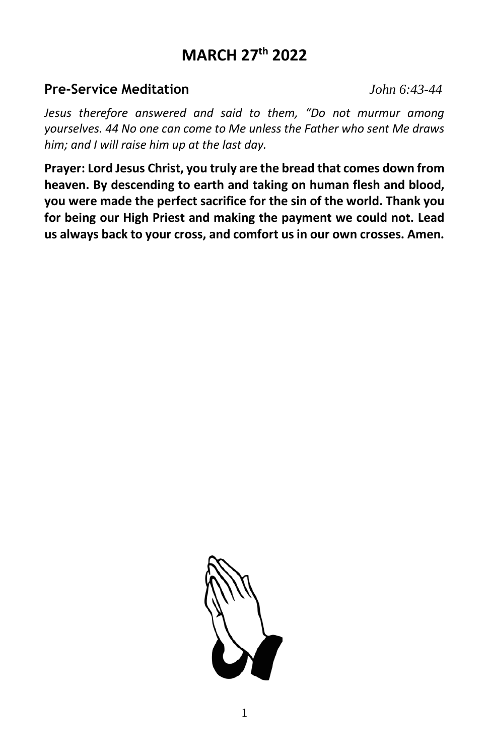# MARCH 27th 2022

## Pre-Service Meditation *John 6:43-44*

*Jesus therefore answered and said to them, "Do not murmur among yourselves. 44 No one can come to Me unless the Father who sent Me draws him; and I will raise him up at the last day.*

**Prayer: Lord Jesus Christ, you truly are the bread that comes down from heaven. By descending to earth and taking on human flesh and blood, you were made the perfect sacrifice for the sin of the world. Thank you for being our High Priest and making the payment we could not. Lead us always back to your cross, and comfort us in our own crosses. Amen.**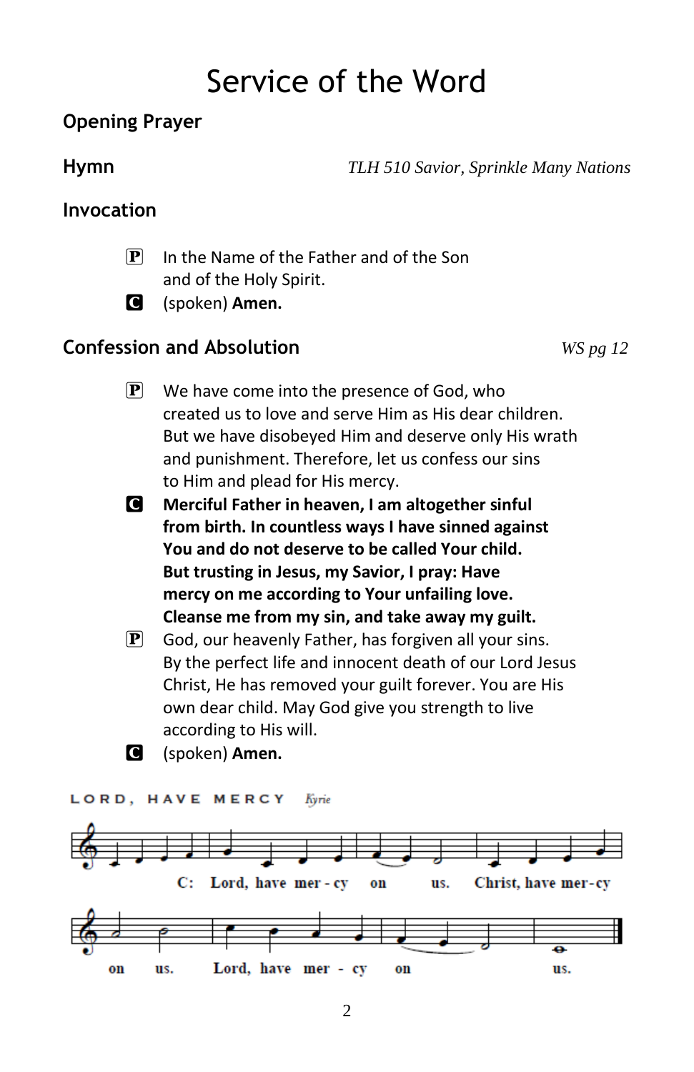# Service of the Word

## Opening Prayer

## Hymn

*TLH 510 Savior, Sprinkle Many Nations*

## Invocation

P In the Name of the Father and of the Son and of the Holy Spirit.

C (spoken) **Amen.**

## Confession and Absolution

*WS pg 12*

P We have come into the presence of God, who created us to love and serve Him as His dear children. But we have disobeyed Him and deserve only His wrath and punishment. Therefore, let us confess our sins to Him and plead for His mercy.

C **Merciful Father in heaven, I am altogether sinful from birth. In countless ways I have sinned against You and do not deserve to be called Your child. But trusting in Jesus, my Savior, I pray: Have mercy on me according to Your unfailing love. Cleanse me from my sin, and take away my guilt.**

P God, our heavenly Father, has forgiven all your sins. By the perfect life and innocent death of our Lord Jesus Christ, He has removed your guilt forever. You are His own dear child. May God give you strength to live according to His will.

C (spoken) **Amen.**

LORD, HAVE MERCY *Kyrie*

C: Lord, have mer - cy on us. Christ, have mer-cy on us. Lord, have mer - cy on us.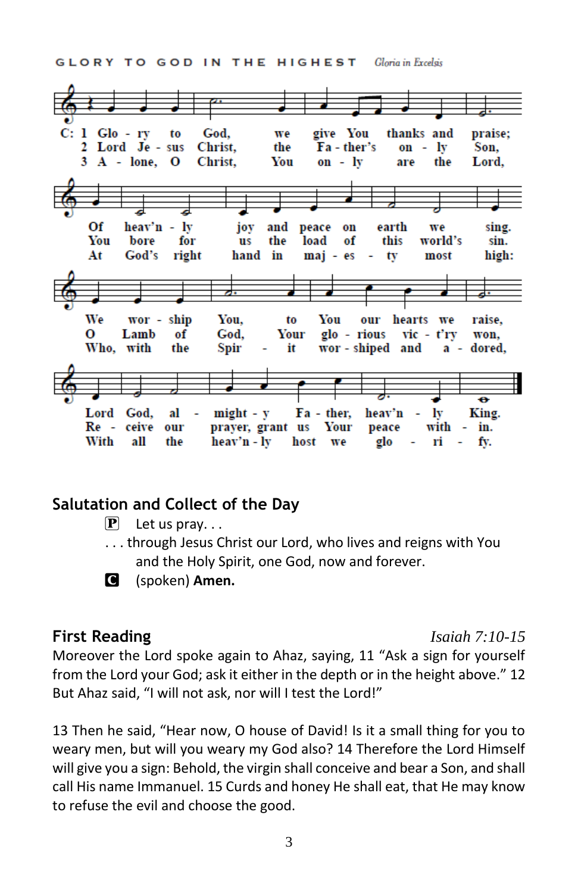## GLORY TO GOD IN THE HIGHEST *Gloria in Excelsis*

C: 1 Glo - ry to God, we give You thanks and praise; Of heav'n - ly joy and peace on earth we sing. We wor - ship You, to You our hearts we raise, Lord God, al - might - y Fa - ther, heav'n - ly King.

2 Lord Je - sus Christ, the Fa - ther's on - ly Son, You bore for us the load of this world's sin. O Lamb of God, Your glo - rious vic - t'ry won, Re - ceive our prayer, grant us Your peace with - in.

3 A - lone, O Christ, You on - ly are the Lord, At God's right hand in maj - es - ty most high: Who, with the Spir - it wor - shiped and a - dored, With all the heav'n - ly host we glo - ri - fy.

## Salutation and Collect of the Day

P Let us pray. . .

. . . through Jesus Christ our Lord, who lives and reigns with You and the Holy Spirit, one God, now and forever.

C (spoken) **Amen.**

## First Reading *Isaiah 7:10-15*

Moreover the Lord spoke again to Ahaz, saying, 11 “Ask a sign for yourself from the Lord your God; ask it either in the depth or in the height above.” 12 But Ahaz said, “I will not ask, nor will I test the Lord!”

13 Then he said, “Hear now, O house of David! Is it a small thing for you to weary men, but will you weary my God also? 14 Therefore the Lord Himself will give you a sign: Behold, the virgin shall conceive and bear a Son, and shall call His name Immanuel. 15 Curds and honey He shall eat, that He may know to refuse the evil and choose the good.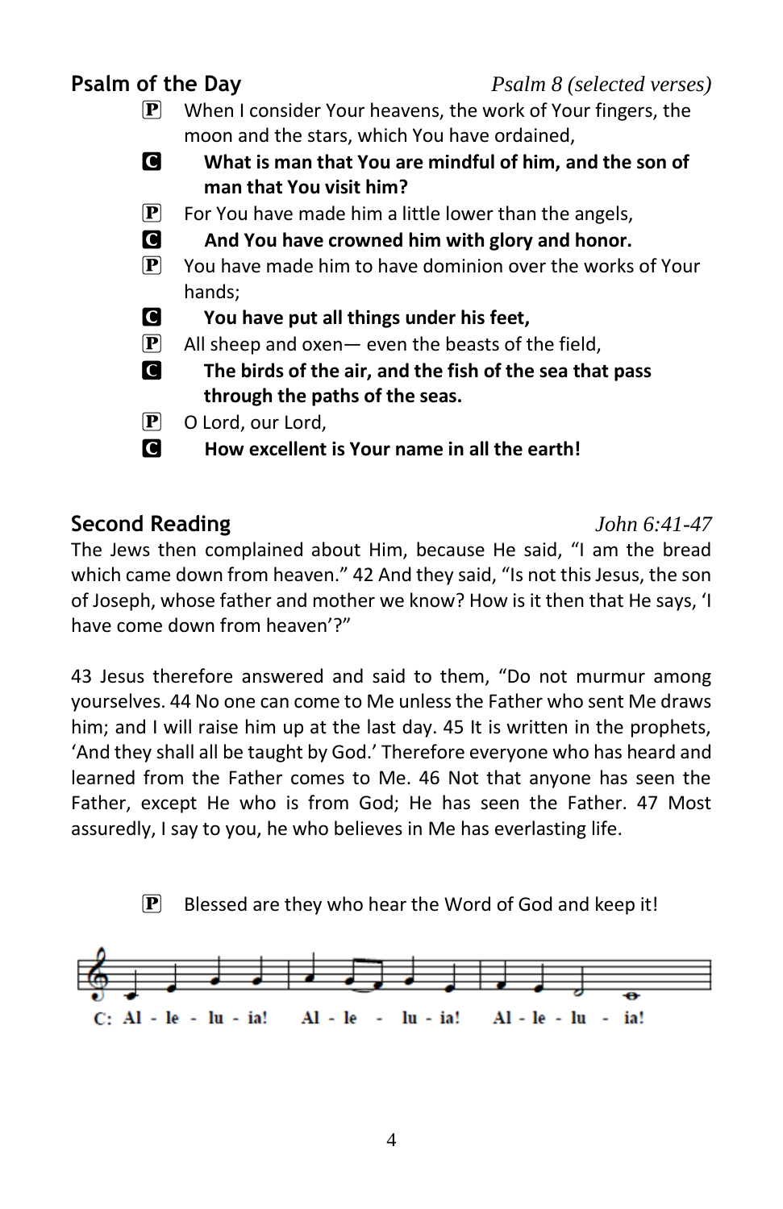## Psalm of the Day *Psalm 8 (selected verses)*

P When I consider Your heavens, the work of Your fingers, the moon and the stars, which You have ordained,

C **What is man that You are mindful of him, and the son of man that You visit him?**

P For You have made him a little lower than the angels,

C **And You have crowned him with glory and honor.**

P You have made him to have dominion over the works of Your hands;

C **You have put all things under his feet,**

P All sheep and oxen— even the beasts of the field,

C **The birds of the air, and the fish of the sea that pass through the paths of the seas.**

P O Lord, our Lord,

C **How excellent is Your name in all the earth!**

## Second Reading *John 6:41-47*

The Jews then complained about Him, because He said, "I am the bread which came down from heaven." 42 And they said, "Is not this Jesus, the son of Joseph, whose father and mother we know? How is it then that He says, 'I have come down from heaven'?"

43 Jesus therefore answered and said to them, "Do not murmur among yourselves. 44 No one can come to Me unless the Father who sent Me draws him; and I will raise him up at the last day. 45 It is written in the prophets, 'And they shall all be taught by God.' Therefore everyone who has heard and learned from the Father comes to Me. 46 Not that anyone has seen the Father, except He who is from God; He has seen the Father. 47 Most assuredly, I say to you, he who believes in Me has everlasting life.

P Blessed are they who hear the Word of God and keep it!

C: Al - le - lu - ia! Al - le - lu - ia! Al - le - lu - ia!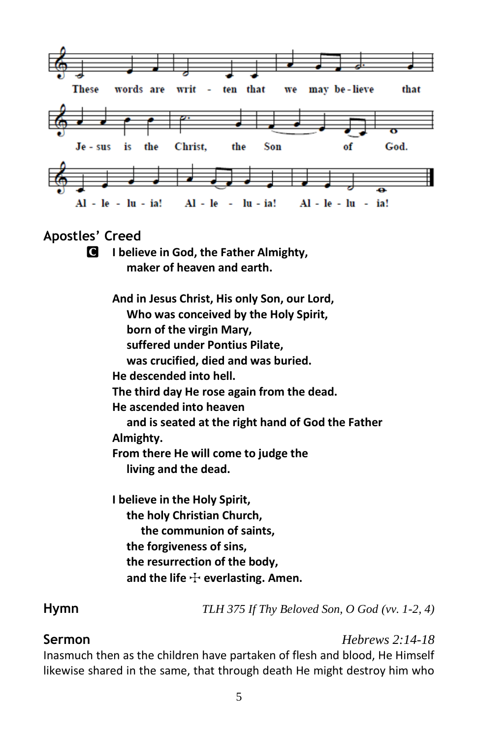These words are writ - ten that we may be-lieve that Je - sus is the Christ, the Son of God. Al - le - lu - ia! Al - le - lu - ia! Al - le - lu - ia!

## Apostles' Creed

**C** **I believe in God, the Father Almighty,**
**maker of heaven and earth.**

**And in Jesus Christ, His only Son, our Lord,**
**Who was conceived by the Holy Spirit,**
**born of the virgin Mary,**
**suffered under Pontius Pilate,**
**was crucified, died and was buried.**
**He descended into hell.**
**The third day He rose again from the dead.**
**He ascended into heaven**
**and is seated at the right hand of God the Father Almighty.**
**From there He will come to judge the**
**living and the dead.**

**I believe in the Holy Spirit,**
**the holy Christian Church,**
**the communion of saints,**
**the forgiveness of sins,**
**the resurrection of the body,**
**and the life ☩ everlasting. Amen.**

## Hymn

*TLH 375 If Thy Beloved Son, O God (vv. 1-2, 4)*

## Sermon

*Hebrews 2:14-18*

Inasmuch then as the children have partaken of flesh and blood, He Himself likewise shared in the same, that through death He might destroy him who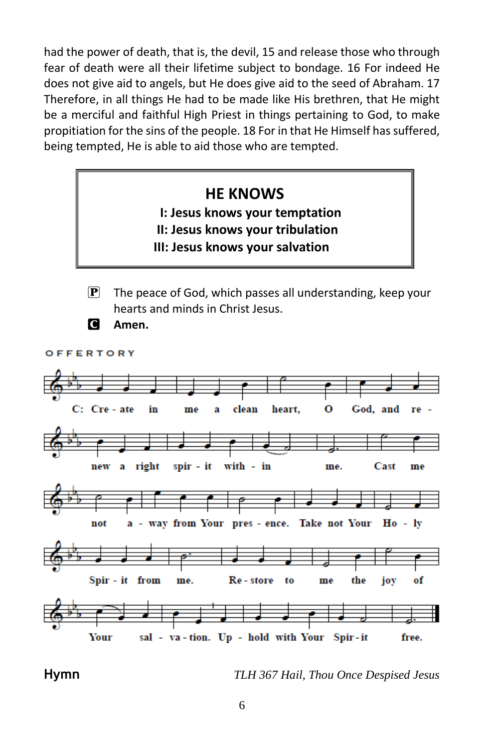had the power of death, that is, the devil, 15 and release those who through fear of death were all their lifetime subject to bondage. 16 For indeed He does not give aid to angels, but He does give aid to the seed of Abraham. 17 Therefore, in all things He had to be made like His brethren, that He might be a merciful and faithful High Priest in things pertaining to God, to make propitiation for the sins of the people. 18 For in that He Himself has suffered, being tempted, He is able to aid those who are tempted.

## HE KNOWS

**I: Jesus knows your temptation**
**II: Jesus knows your tribulation**
**III: Jesus knows your salvation**

P The peace of God, which passes all understanding, keep your hearts and minds in Christ Jesus.

C **Amen.**

OFFERTORY

C: Create in me a clean heart, O God, and renew a right spirit within me. Cast me not away from Your presence. Take not Your Holy Spirit from me. Restore to me the joy of Your salvation. Uphold with Your Spirit free.

**Hymn** *TLH 367 Hail, Thou Once Despised Jesus*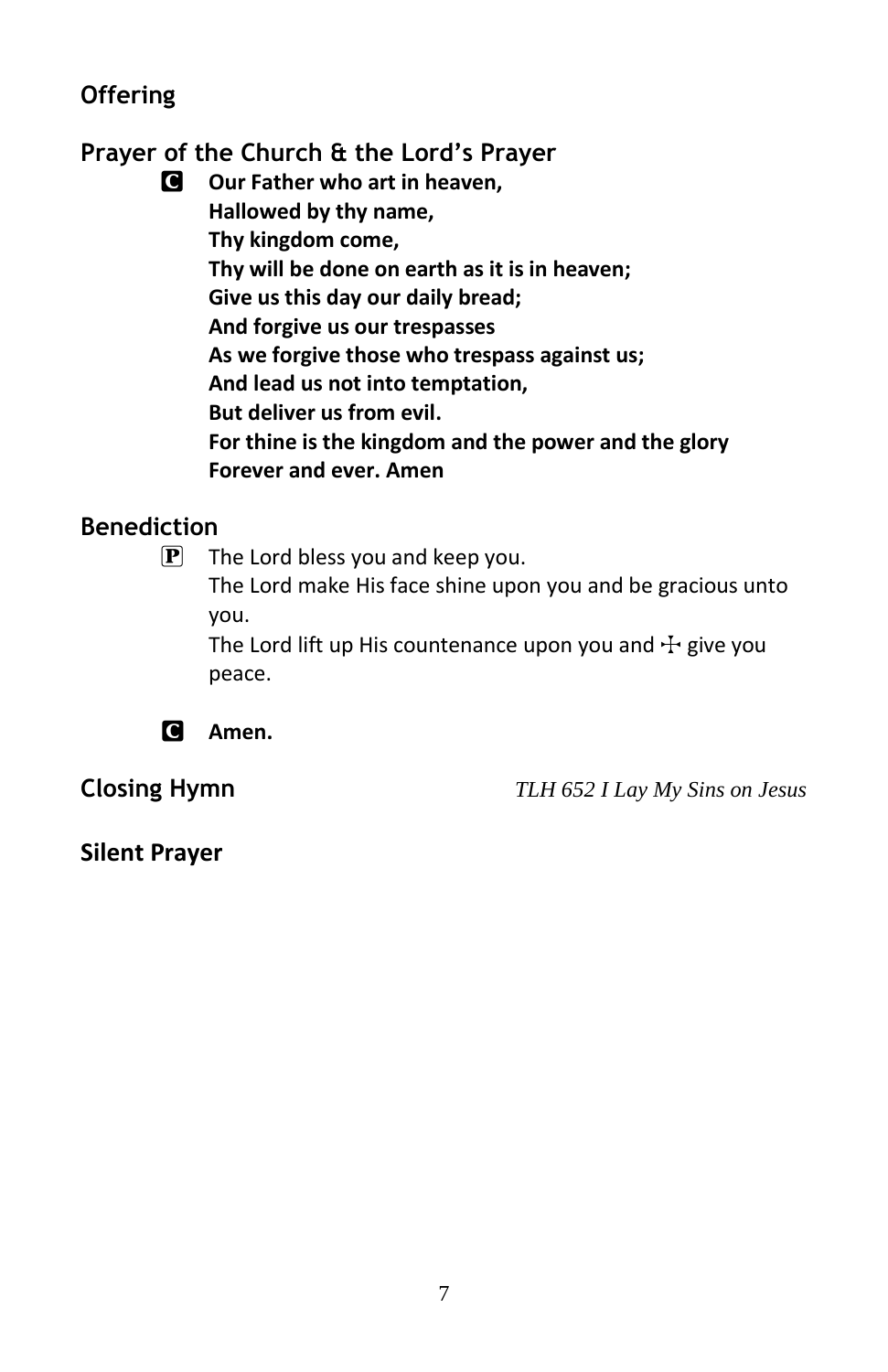## Offering

## Prayer of the Church & the Lord's Prayer

**C** **Our Father who art in heaven,**
**Hallowed by thy name,**
**Thy kingdom come,**
**Thy will be done on earth as it is in heaven;**
**Give us this day our daily bread;**
**And forgive us our trespasses**
**As we forgive those who trespass against us;**
**And lead us not into temptation,**
**But deliver us from evil.**
**For thine is the kingdom and the power and the glory**
**Forever and ever. Amen**

## Benediction

**P** The Lord bless you and keep you.
The Lord make His face shine upon you and be gracious unto you.
The Lord lift up His countenance upon you and ☩ give you peace.

**C** **Amen.**

## Closing Hymn

*TLH 652 I Lay My Sins on Jesus*

## Silent Prayer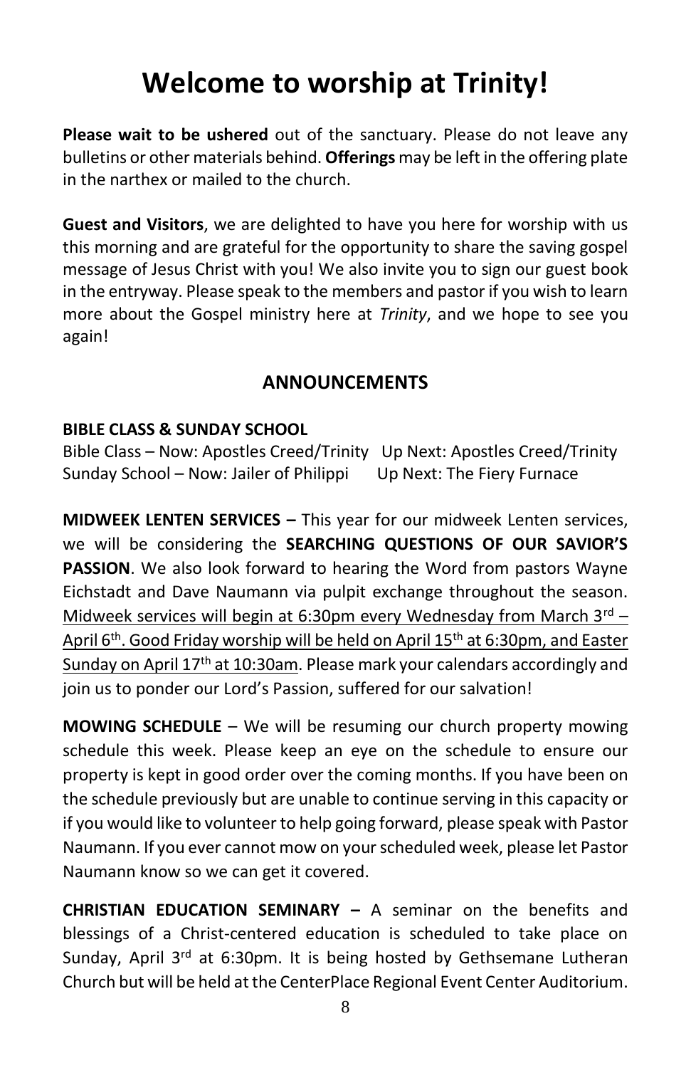# Welcome to worship at Trinity!

**Please wait to be ushered** out of the sanctuary. Please do not leave any bulletins or other materials behind. **Offerings** may be left in the offering plate in the narthex or mailed to the church.

**Guest and Visitors**, we are delighted to have you here for worship with us this morning and are grateful for the opportunity to share the saving gospel message of Jesus Christ with you! We also invite you to sign our guest book in the entryway. Please speak to the members and pastor if you wish to learn more about the Gospel ministry here at *Trinity*, and we hope to see you again!

## ANNOUNCEMENTS

**BIBLE CLASS & SUNDAY SCHOOL**

Bible Class – Now: Apostles Creed/Trinity   Up Next: Apostles Creed/Trinity
Sunday School – Now: Jailer of Philippi   Up Next: The Fiery Furnace

**MIDWEEK LENTEN SERVICES –** This year for our midweek Lenten services, we will be considering the **SEARCHING QUESTIONS OF OUR SAVIOR'S PASSION**. We also look forward to hearing the Word from pastors Wayne Eichstadt and Dave Naumann via pulpit exchange throughout the season. Midweek services will begin at 6:30pm every Wednesday from March 3rd – April 6th. Good Friday worship will be held on April 15th at 6:30pm, and Easter Sunday on April 17th at 10:30am. Please mark your calendars accordingly and join us to ponder our Lord's Passion, suffered for our salvation!

**MOWING SCHEDULE** – We will be resuming our church property mowing schedule this week. Please keep an eye on the schedule to ensure our property is kept in good order over the coming months. If you have been on the schedule previously but are unable to continue serving in this capacity or if you would like to volunteer to help going forward, please speak with Pastor Naumann. If you ever cannot mow on your scheduled week, please let Pastor Naumann know so we can get it covered.

**CHRISTIAN EDUCATION SEMINARY –** A seminar on the benefits and blessings of a Christ-centered education is scheduled to take place on Sunday, April 3rd at 6:30pm. It is being hosted by Gethsemane Lutheran Church but will be held at the CenterPlace Regional Event Center Auditorium.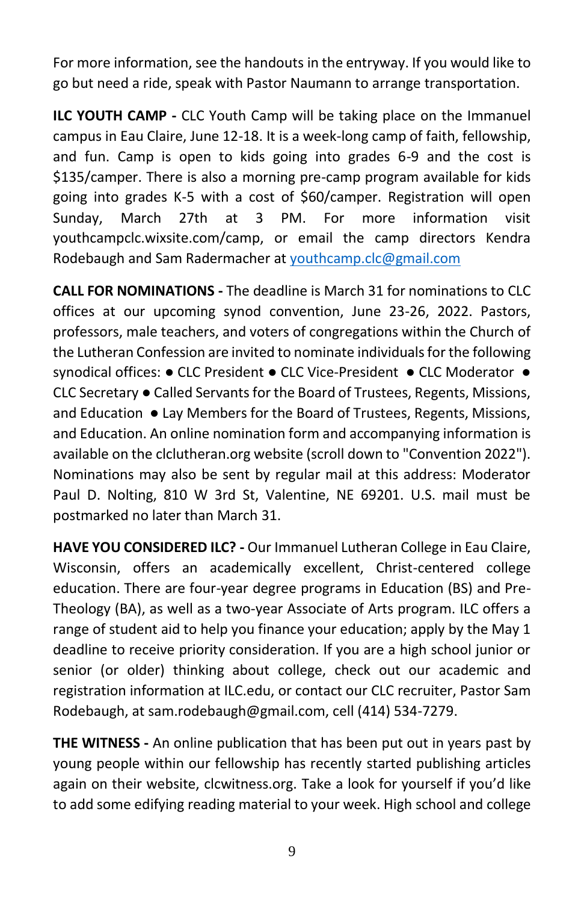For more information, see the handouts in the entryway. If you would like to go but need a ride, speak with Pastor Naumann to arrange transportation.

**ILC YOUTH CAMP -** CLC Youth Camp will be taking place on the Immanuel campus in Eau Claire, June 12-18. It is a week-long camp of faith, fellowship, and fun. Camp is open to kids going into grades 6-9 and the cost is $135/camper. There is also a morning pre-camp program available for kids going into grades K-5 with a cost of $60/camper. Registration will open Sunday, March 27th at 3 PM. For more information visit youthcampclc.wixsite.com/camp, or email the camp directors Kendra Rodebaugh and Sam Radermacher at youthcamp.clc@gmail.com

**CALL FOR NOMINATIONS -** The deadline is March 31 for nominations to CLC offices at our upcoming synod convention, June 23-26, 2022. Pastors, professors, male teachers, and voters of congregations within the Church of the Lutheran Confession are invited to nominate individuals for the following synodical offices: ● CLC President ● CLC Vice-President ● CLC Moderator ● CLC Secretary ● Called Servants for the Board of Trustees, Regents, Missions, and Education ● Lay Members for the Board of Trustees, Regents, Missions, and Education. An online nomination form and accompanying information is available on the clclutheran.org website (scroll down to "Convention 2022"). Nominations may also be sent by regular mail at this address: Moderator Paul D. Nolting, 810 W 3rd St, Valentine, NE 69201. U.S. mail must be postmarked no later than March 31.

**HAVE YOU CONSIDERED ILC? -** Our Immanuel Lutheran College in Eau Claire, Wisconsin, offers an academically excellent, Christ-centered college education. There are four-year degree programs in Education (BS) and Pre-Theology (BA), as well as a two-year Associate of Arts program. ILC offers a range of student aid to help you finance your education; apply by the May 1 deadline to receive priority consideration. If you are a high school junior or senior (or older) thinking about college, check out our academic and registration information at ILC.edu, or contact our CLC recruiter, Pastor Sam Rodebaugh, at sam.rodebaugh@gmail.com, cell (414) 534-7279.

**THE WITNESS -** An online publication that has been put out in years past by young people within our fellowship has recently started publishing articles again on their website, clcwitness.org. Take a look for yourself if you'd like to add some edifying reading material to your week. High school and college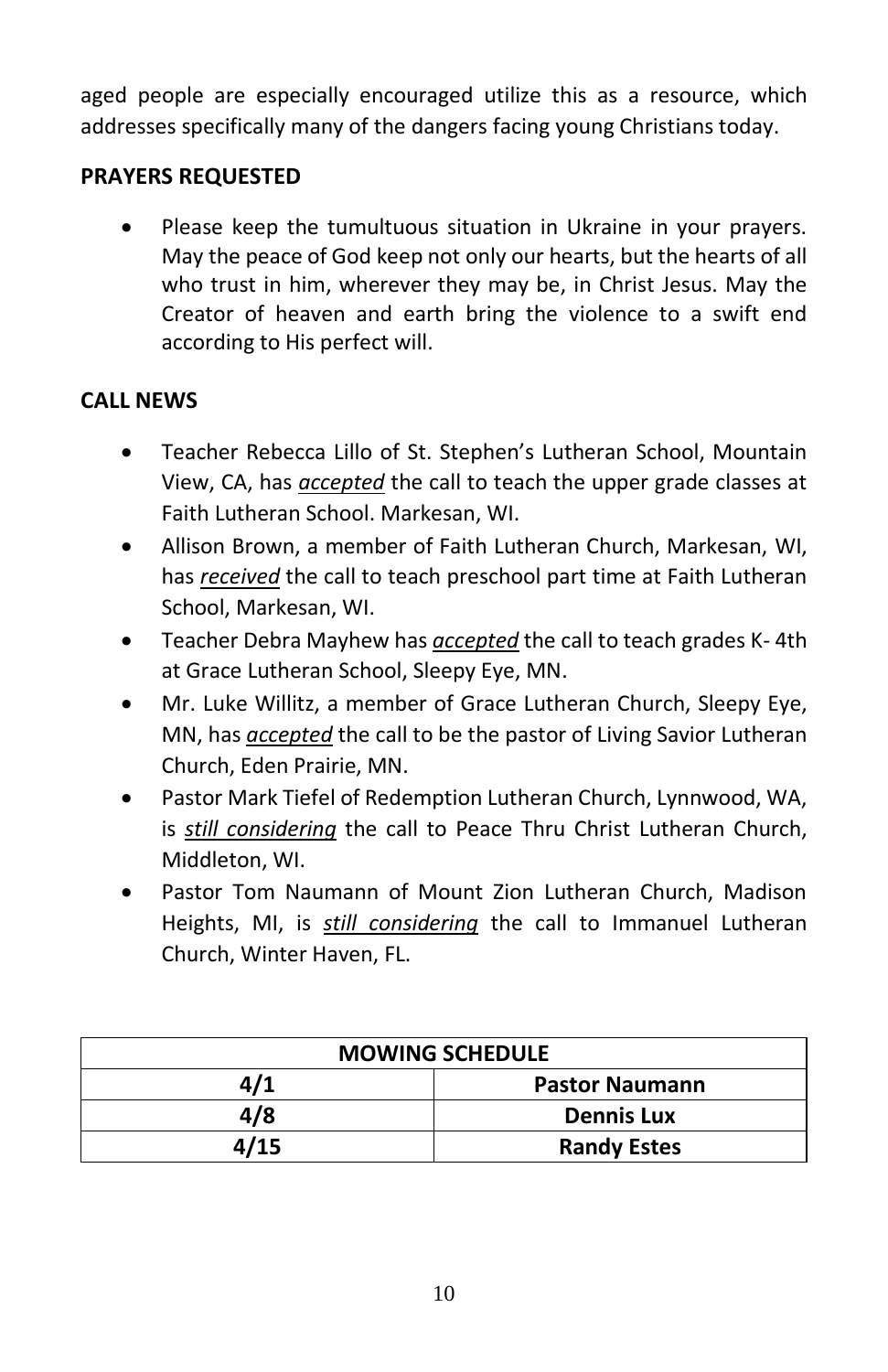aged people are especially encouraged utilize this as a resource, which addresses specifically many of the dangers facing young Christians today.

**PRAYERS REQUESTED**

- Please keep the tumultuous situation in Ukraine in your prayers. May the peace of God keep not only our hearts, but the hearts of all who trust in him, wherever they may be, in Christ Jesus. May the Creator of heaven and earth bring the violence to a swift end according to His perfect will.

**CALL NEWS**

- Teacher Rebecca Lillo of St. Stephen's Lutheran School, Mountain View, CA, has ***accepted*** the call to teach the upper grade classes at Faith Lutheran School. Markesan, WI.
- Allison Brown, a member of Faith Lutheran Church, Markesan, WI, has ***received*** the call to teach preschool part time at Faith Lutheran School, Markesan, WI.
- Teacher Debra Mayhew has ***accepted*** the call to teach grades K- 4th at Grace Lutheran School, Sleepy Eye, MN.
- Mr. Luke Willitz, a member of Grace Lutheran Church, Sleepy Eye, MN, has ***accepted*** the call to be the pastor of Living Savior Lutheran Church, Eden Prairie, MN.
- Pastor Mark Tiefel of Redemption Lutheran Church, Lynnwood, WA, is ***still considering*** the call to Peace Thru Christ Lutheran Church, Middleton, WI.
- Pastor Tom Naumann of Mount Zion Lutheran Church, Madison Heights, MI, is ***still considering*** the call to Immanuel Lutheran Church, Winter Haven, FL.

| **MOWING SCHEDULE** | |
|---|---|
| **4/1** | **Pastor Naumann** |
| **4/8** | **Dennis Lux** |
| **4/15** | **Randy Estes** |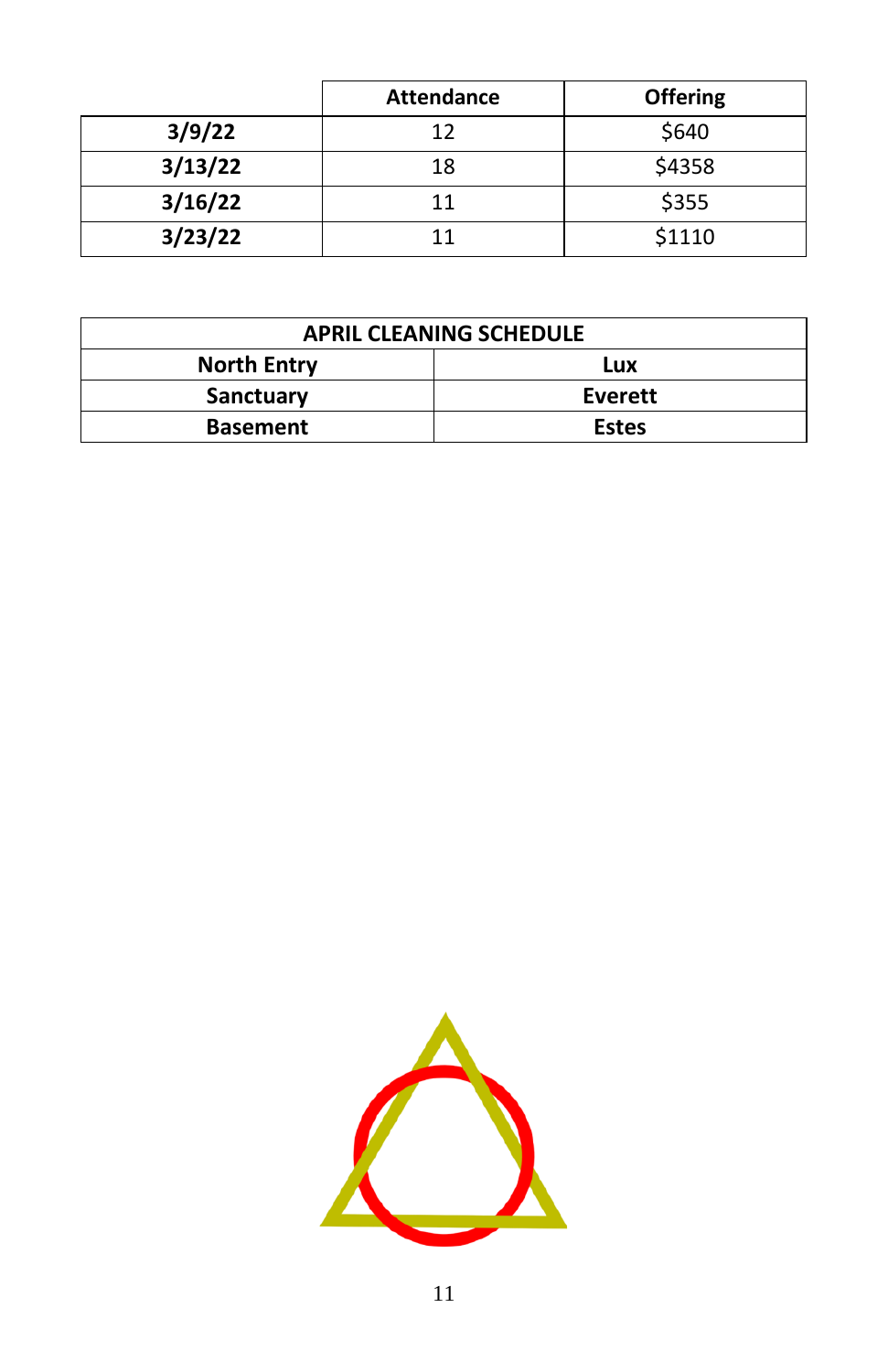| | Attendance | Offering |
|---|---|---|
| **3/9/22** | 12 | $640 |
| **3/13/22** | 18 | $4358 |
| **3/16/22** | 11 | $355 |
| **3/23/22** | 11 | $1110 |

| **APRIL CLEANING SCHEDULE** | |
|---|---|
| **North Entry** | **Lux** |
| **Sanctuary** | **Everett** |
| **Basement** | **Estes** |